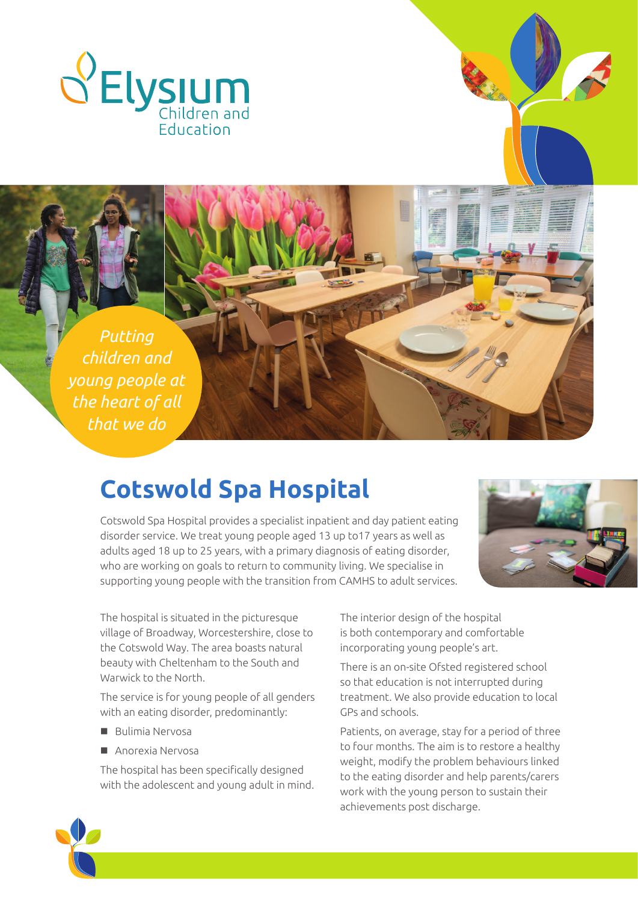Elysium Children and Education

*Putting children and young people at the heart of all that we do*

# Cotswold Spa Hospital

Cotswold Spa Hospital provides a specialist inpatient and day patient eating disorder service. We treat young people aged 13 up to17 years as well as adults aged 18 up to 25 years, with a primary diagnosis of eating disorder, who are working on goals to return to community living. We specialise in supporting young people with the transition from CAMHS to adult services.

The hospital is situated in the picturesque village of Broadway, Worcestershire, close to the Cotswold Way. The area boasts natural beauty with Cheltenham to the South and Warwick to the North.

The service is for young people of all genders with an eating disorder, predominantly:

- Bulimia Nervosa
- Anorexia Nervosa

The hospital has been specifically designed with the adolescent and young adult in mind.

The interior design of the hospital is both contemporary and comfortable incorporating young people's art.

There is an on-site Ofsted registered school so that education is not interrupted during treatment. We also provide education to local GPs and schools.

Patients, on average, stay for a period of three to four months. The aim is to restore a healthy weight, modify the problem behaviours linked to the eating disorder and help parents/carers work with the young person to sustain their achievements post discharge.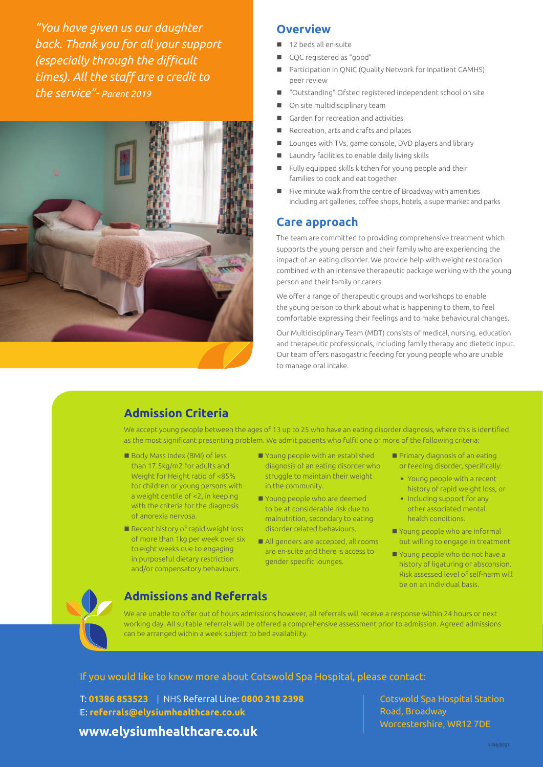*"You have given us our daughter back. Thank you for all your support (especially through the difficult times). All the staff are a credit to the service"- Parent 2019*

## Overview

- 12 beds all en-suite
- CQC registered as "good"
- Participation in QNIC (Quality Network for Inpatient CAMHS) peer review
- "Outstanding" Ofsted registered independent school on site
- On site multidisciplinary team
- Garden for recreation and activities
- Recreation, arts and crafts and pilates
- Lounges with TVs, game console, DVD players and library
- Laundry facilities to enable daily living skills
- Fully equipped skills kitchen for young people and their families to cook and eat together
- Five minute walk from the centre of Broadway with amenities including art galleries, coffee shops, hotels, a supermarket and parks

## Care approach

The team are committed to providing comprehensive treatment which supports the young person and their family who are experiencing the impact of an eating disorder. We provide help with weight restoration combined with an intensive therapeutic package working with the young person and their family or carers.

We offer a range of therapeutic groups and workshops to enable the young person to think about what is happening to them, to feel comfortable expressing their feelings and to make behavioural changes.

Our Multidisciplinary Team (MDT) consists of medical, nursing, education and therapeutic professionals, including family therapy and dietetic input. Our team offers nasogastric feeding for young people who are unable to manage oral intake.

## Admission Criteria

We accept young people between the ages of 13 up to 25 who have an eating disorder diagnosis, where this is identified as the most significant presenting problem. We admit patients who fulfil one or more of the following criteria:

- Body Mass Index (BMI) of less than 17.5kg/m2 for adults and Weight for Height ratio of <85% for children or young persons with a weight centile of <2, in keeping with the criteria for the diagnosis of anorexia nervosa.
- Recent history of rapid weight loss of more than 1kg per week over six to eight weeks due to engaging in purposeful dietary restriction and/or compensatory behaviours.
- Young people with an established diagnosis of an eating disorder who struggle to maintain their weight in the community.
- Young people who are deemed to be at considerable risk due to malnutrition, secondary to eating disorder related behaviours.
- All genders are accepted, all rooms are en-suite and there is access to gender specific lounges.
- Primary diagnosis of an eating or feeding disorder, specifically:
  - Young people with a recent history of rapid weight loss, or
  - Including support for any other associated mental health conditions.
- Young people who are informal but willing to engage in treatment
- Young people who do not have a history of ligaturing or absconsion. Risk assessed level of self-harm will be on an individual basis.

## Admissions and Referrals

We are unable to offer out of hours admissions however, all referrals will receive a response within 24 hours or next working day. All suitable referrals will be offered a comprehensive assessment prior to admission. Agreed admissions can be arranged within a week subject to bed availability.

If you would like to know more about Cotswold Spa Hospital, please contact:

T: **01386 853523** | NHS Referral Line: **0800 218 2398**
E: **referrals@elysiumhealthcare.co.uk**

**www.elysiumhealthcare.co.uk**

Cotswold Spa Hospital Station Road, Broadway
Worcestershire, WR12 7DE

1496/0921